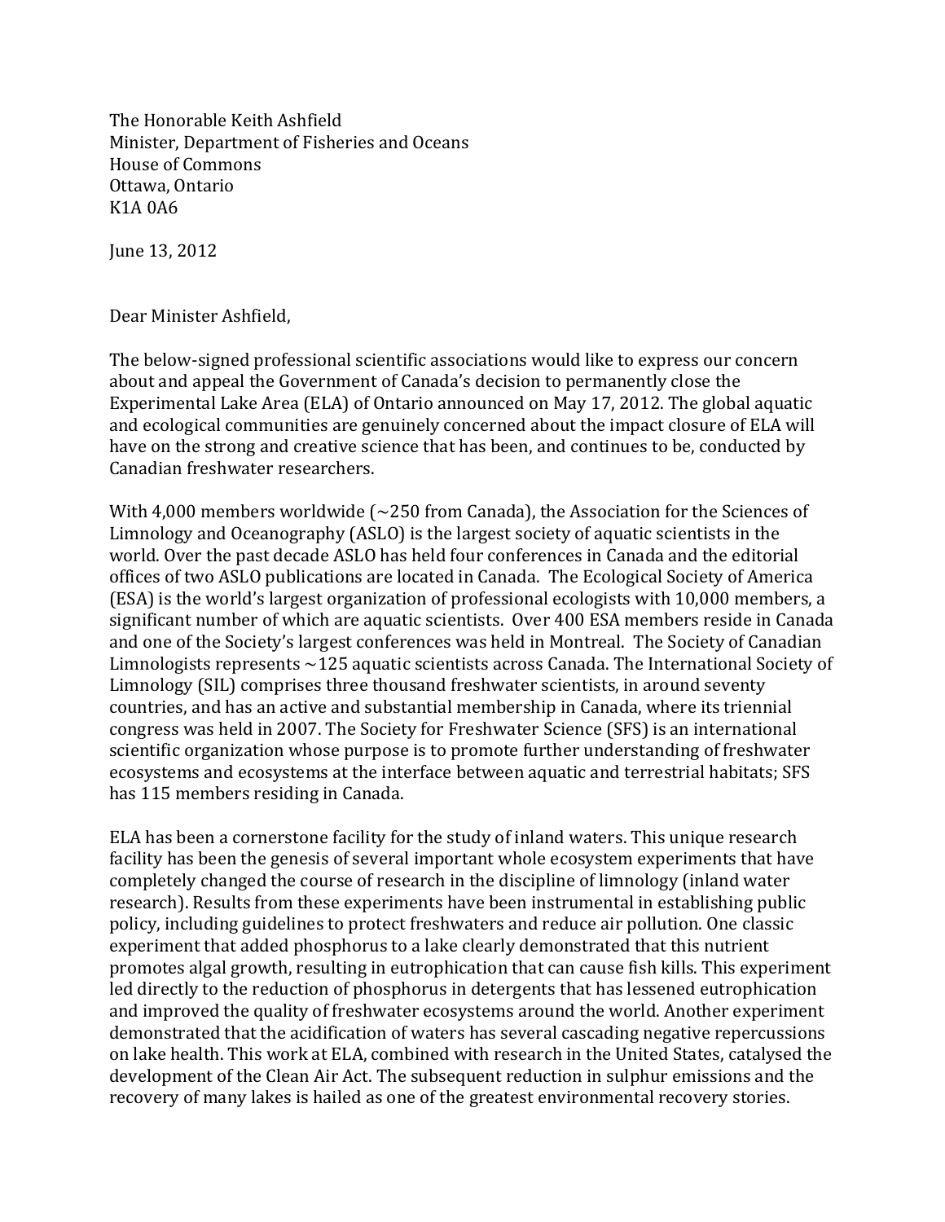The Honorable Keith Ashfield
Minister, Department of Fisheries and Oceans
House of Commons
Ottawa, Ontario
K1A 0A6

June 13, 2012

Dear Minister Ashfield,

The below-signed professional scientific associations would like to express our concern about and appeal the Government of Canada's decision to permanently close the Experimental Lake Area (ELA) of Ontario announced on May 17, 2012. The global aquatic and ecological communities are genuinely concerned about the impact closure of ELA will have on the strong and creative science that has been, and continues to be, conducted by Canadian freshwater researchers.

With 4,000 members worldwide (~250 from Canada), the Association for the Sciences of Limnology and Oceanography (ASLO) is the largest society of aquatic scientists in the world. Over the past decade ASLO has held four conferences in Canada and the editorial offices of two ASLO publications are located in Canada. The Ecological Society of America (ESA) is the world's largest organization of professional ecologists with 10,000 members, a significant number of which are aquatic scientists. Over 400 ESA members reside in Canada and one of the Society's largest conferences was held in Montreal. The Society of Canadian Limnologists represents ~125 aquatic scientists across Canada. The International Society of Limnology (SIL) comprises three thousand freshwater scientists, in around seventy countries, and has an active and substantial membership in Canada, where its triennial congress was held in 2007. The Society for Freshwater Science (SFS) is an international scientific organization whose purpose is to promote further understanding of freshwater ecosystems and ecosystems at the interface between aquatic and terrestrial habitats; SFS has 115 members residing in Canada.

ELA has been a cornerstone facility for the study of inland waters. This unique research facility has been the genesis of several important whole ecosystem experiments that have completely changed the course of research in the discipline of limnology (inland water research). Results from these experiments have been instrumental in establishing public policy, including guidelines to protect freshwaters and reduce air pollution. One classic experiment that added phosphorus to a lake clearly demonstrated that this nutrient promotes algal growth, resulting in eutrophication that can cause fish kills. This experiment led directly to the reduction of phosphorus in detergents that has lessened eutrophication and improved the quality of freshwater ecosystems around the world. Another experiment demonstrated that the acidification of waters has several cascading negative repercussions on lake health. This work at ELA, combined with research in the United States, catalysed the development of the Clean Air Act. The subsequent reduction in sulphur emissions and the recovery of many lakes is hailed as one of the greatest environmental recovery stories.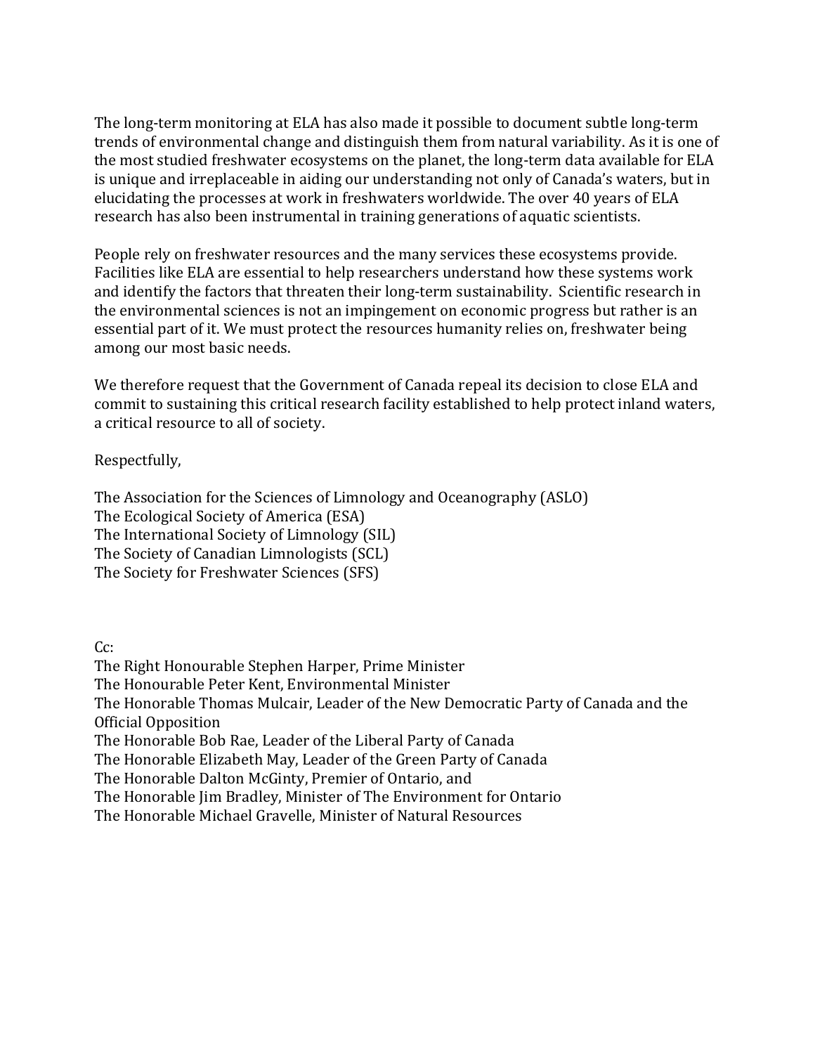The long-term monitoring at ELA has also made it possible to document subtle long-term trends of environmental change and distinguish them from natural variability. As it is one of the most studied freshwater ecosystems on the planet, the long-term data available for ELA is unique and irreplaceable in aiding our understanding not only of Canada's waters, but in elucidating the processes at work in freshwaters worldwide. The over 40 years of ELA research has also been instrumental in training generations of aquatic scientists.

People rely on freshwater resources and the many services these ecosystems provide. Facilities like ELA are essential to help researchers understand how these systems work and identify the factors that threaten their long-term sustainability. Scientific research in the environmental sciences is not an impingement on economic progress but rather is an essential part of it. We must protect the resources humanity relies on, freshwater being among our most basic needs.

We therefore request that the Government of Canada repeal its decision to close ELA and commit to sustaining this critical research facility established to help protect inland waters, a critical resource to all of society.

Respectfully,

The Association for the Sciences of Limnology and Oceanography (ASLO)
The Ecological Society of America (ESA)
The International Society of Limnology (SIL)
The Society of Canadian Limnologists (SCL)
The Society for Freshwater Sciences (SFS)

Cc:
The Right Honourable Stephen Harper, Prime Minister
The Honourable Peter Kent, Environmental Minister
The Honorable Thomas Mulcair, Leader of the New Democratic Party of Canada and the Official Opposition
The Honorable Bob Rae, Leader of the Liberal Party of Canada
The Honorable Elizabeth May, Leader of the Green Party of Canada
The Honorable Dalton McGinty, Premier of Ontario, and
The Honorable Jim Bradley, Minister of The Environment for Ontario
The Honorable Michael Gravelle, Minister of Natural Resources